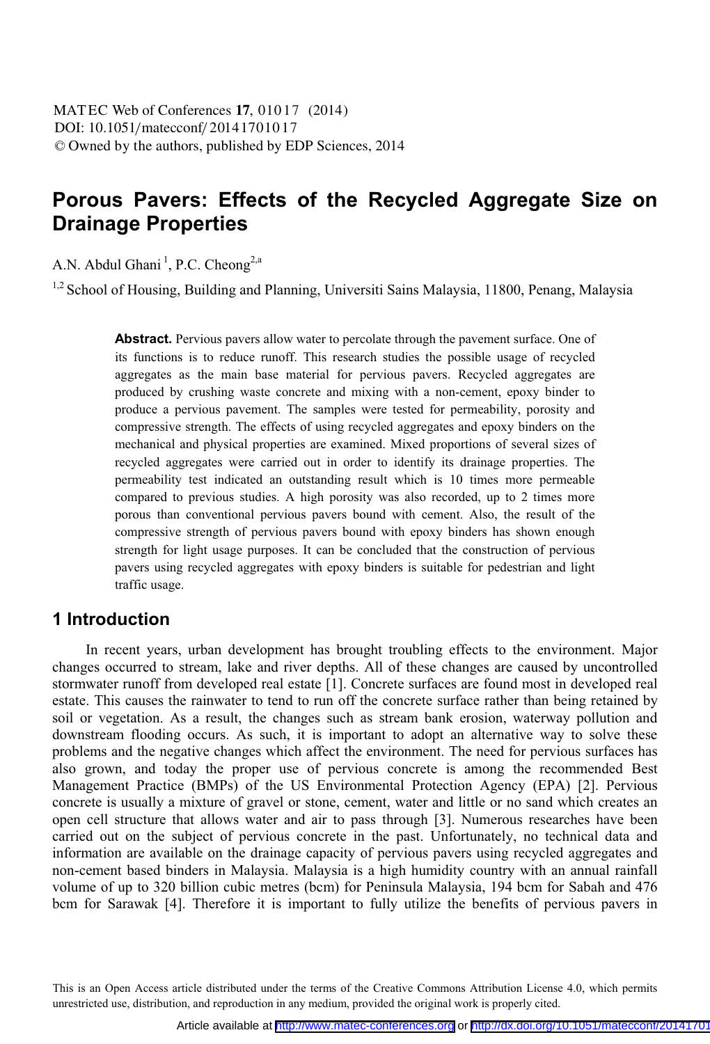# Porous Pavers: Effects of the Recycled Aggregate Size on Drainage Properties

A.N. Abdul Ghani [1], P.C. Cheong [2,a]

[1,2] School of Housing, Building and Planning, Universiti Sains Malaysia, 11800, Penang, Malaysia

**Abstract.** Pervious pavers allow water to percolate through the pavement surface. One of its functions is to reduce runoff. This research studies the possible usage of recycled aggregates as the main base material for pervious pavers. Recycled aggregates are produced by crushing waste concrete and mixing with a non-cement, epoxy binder to produce a pervious pavement. The samples were tested for permeability, porosity and compressive strength. The effects of using recycled aggregates and epoxy binders on the mechanical and physical properties are examined. Mixed proportions of several sizes of recycled aggregates were carried out in order to identify its drainage properties. The permeability test indicated an outstanding result which is 10 times more permeable compared to previous studies. A high porosity was also recorded, up to 2 times more porous than conventional pervious pavers bound with cement. Also, the result of the compressive strength of pervious pavers bound with epoxy binders has shown enough strength for light usage purposes. It can be concluded that the construction of pervious pavers using recycled aggregates with epoxy binders is suitable for pedestrian and light traffic usage.

## 1 Introduction

In recent years, urban development has brought troubling effects to the environment. Major changes occurred to stream, lake and river depths. All of these changes are caused by uncontrolled stormwater runoff from developed real estate [1]. Concrete surfaces are found most in developed real estate. This causes the rainwater to tend to run off the concrete surface rather than being retained by soil or vegetation. As a result, the changes such as stream bank erosion, waterway pollution and downstream flooding occurs. As such, it is important to adopt an alternative way to solve these problems and the negative changes which affect the environment. The need for pervious surfaces has also grown, and today the proper use of pervious concrete is among the recommended Best Management Practice (BMPs) of the US Environmental Protection Agency (EPA) [2]. Pervious concrete is usually a mixture of gravel or stone, cement, water and little or no sand which creates an open cell structure that allows water and air to pass through [3]. Numerous researches have been carried out on the subject of pervious concrete in the past. Unfortunately, no technical data and information are available on the drainage capacity of pervious pavers using recycled aggregates and non-cement based binders in Malaysia. Malaysia is a high humidity country with an annual rainfall volume of up to 320 billion cubic metres (bcm) for Peninsula Malaysia, 194 bcm for Sabah and 476 bcm for Sarawak [4]. Therefore it is important to fully utilize the benefits of pervious pavers in

This is an Open Access article distributed under the terms of the Creative Commons Attribution License 4.0, which permits unrestricted use, distribution, and reproduction in any medium, provided the original work is properly cited.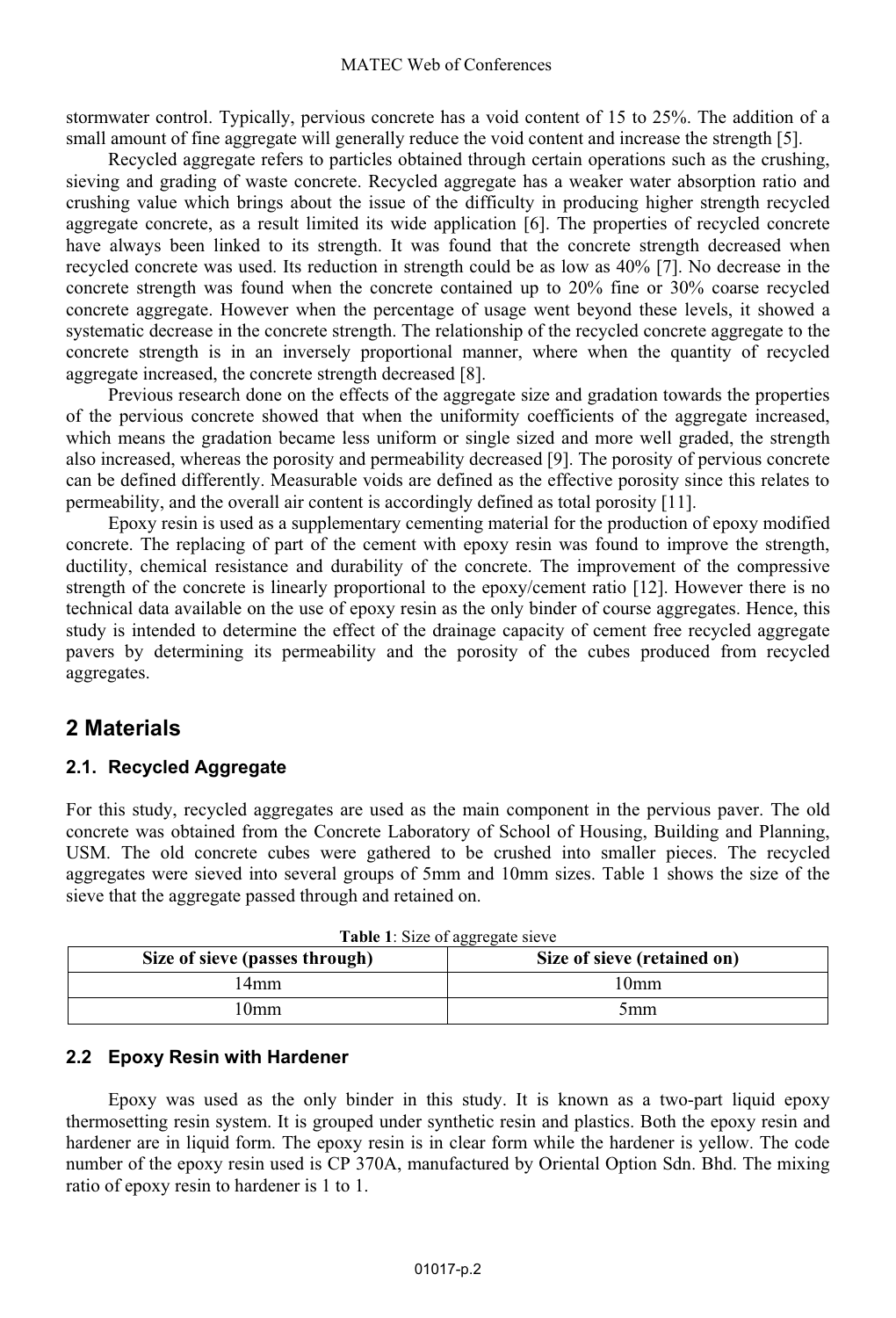stormwater control. Typically, pervious concrete has a void content of 15 to 25%. The addition of a small amount of fine aggregate will generally reduce the void content and increase the strength [5].

Recycled aggregate refers to particles obtained through certain operations such as the crushing, sieving and grading of waste concrete. Recycled aggregate has a weaker water absorption ratio and crushing value which brings about the issue of the difficulty in producing higher strength recycled aggregate concrete, as a result limited its wide application [6]. The properties of recycled concrete have always been linked to its strength. It was found that the concrete strength decreased when recycled concrete was used. Its reduction in strength could be as low as 40% [7]. No decrease in the concrete strength was found when the concrete contained up to 20% fine or 30% coarse recycled concrete aggregate. However when the percentage of usage went beyond these levels, it showed a systematic decrease in the concrete strength. The relationship of the recycled concrete aggregate to the concrete strength is in an inversely proportional manner, where when the quantity of recycled aggregate increased, the concrete strength decreased [8].

Previous research done on the effects of the aggregate size and gradation towards the properties of the pervious concrete showed that when the uniformity coefficients of the aggregate increased, which means the gradation became less uniform or single sized and more well graded, the strength also increased, whereas the porosity and permeability decreased [9]. The porosity of pervious concrete can be defined differently. Measurable voids are defined as the effective porosity since this relates to permeability, and the overall air content is accordingly defined as total porosity [11].

Epoxy resin is used as a supplementary cementing material for the production of epoxy modified concrete. The replacing of part of the cement with epoxy resin was found to improve the strength, ductility, chemical resistance and durability of the concrete. The improvement of the compressive strength of the concrete is linearly proportional to the epoxy/cement ratio [12]. However there is no technical data available on the use of epoxy resin as the only binder of course aggregates. Hence, this study is intended to determine the effect of the drainage capacity of cement free recycled aggregate pavers by determining its permeability and the porosity of the cubes produced from recycled aggregates.

## 2 Materials

### 2.1. Recycled Aggregate

For this study, recycled aggregates are used as the main component in the pervious paver. The old concrete was obtained from the Concrete Laboratory of School of Housing, Building and Planning, USM. The old concrete cubes were gathered to be crushed into smaller pieces. The recycled aggregates were sieved into several groups of 5mm and 10mm sizes. Table 1 shows the size of the sieve that the aggregate passed through and retained on.

**Table 1**: Size of aggregate sieve

| Size of sieve (passes through) | Size of sieve (retained on) |
|---|---|
| 14mm | 10mm |
| 10mm | 5mm |

### 2.2 Epoxy Resin with Hardener

Epoxy was used as the only binder in this study. It is known as a two-part liquid epoxy thermosetting resin system. It is grouped under synthetic resin and plastics. Both the epoxy resin and hardener are in liquid form. The epoxy resin is in clear form while the hardener is yellow. The code number of the epoxy resin used is CP 370A, manufactured by Oriental Option Sdn. Bhd. The mixing ratio of epoxy resin to hardener is 1 to 1.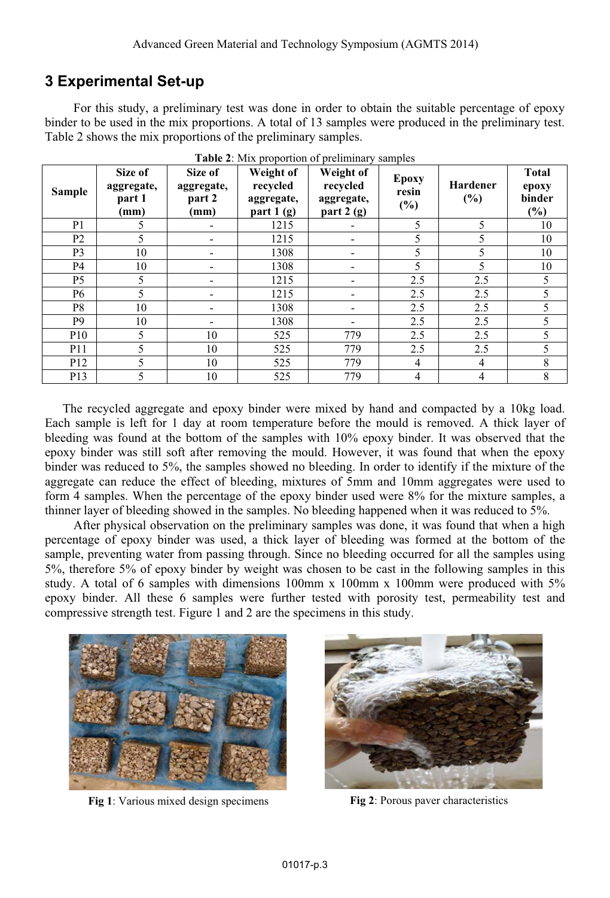## 3 Experimental Set-up

For this study, a preliminary test was done in order to obtain the suitable percentage of epoxy binder to be used in the mix proportions. A total of 13 samples were produced in the preliminary test. Table 2 shows the mix proportions of the preliminary samples.

**Table 2**: Mix proportion of preliminary samples

| Sample | Size of aggregate, part 1 (mm) | Size of aggregate, part 2 (mm) | Weight of recycled aggregate, part 1 (g) | Weight of recycled aggregate, part 2 (g) | Epoxy resin (%) | Hardener (%) | Total epoxy binder (%) |
|---|---|---|---|---|---|---|---|
| P1 | 5 | - | 1215 | - | 5 | 5 | 10 |
| P2 | 5 | - | 1215 | - | 5 | 5 | 10 |
| P3 | 10 | - | 1308 | - | 5 | 5 | 10 |
| P4 | 10 | - | 1308 | - | 5 | 5 | 10 |
| P5 | 5 | - | 1215 | - | 2.5 | 2.5 | 5 |
| P6 | 5 | - | 1215 | - | 2.5 | 2.5 | 5 |
| P8 | 10 | - | 1308 | - | 2.5 | 2.5 | 5 |
| P9 | 10 | - | 1308 | - | 2.5 | 2.5 | 5 |
| P10 | 5 | 10 | 525 | 779 | 2.5 | 2.5 | 5 |
| P11 | 5 | 10 | 525 | 779 | 2.5 | 2.5 | 5 |
| P12 | 5 | 10 | 525 | 779 | 4 | 4 | 8 |
| P13 | 5 | 10 | 525 | 779 | 4 | 4 | 8 |

The recycled aggregate and epoxy binder were mixed by hand and compacted by a 10kg load. Each sample is left for 1 day at room temperature before the mould is removed. A thick layer of bleeding was found at the bottom of the samples with 10% epoxy binder. It was observed that the epoxy binder was still soft after removing the mould. However, it was found that when the epoxy binder was reduced to 5%, the samples showed no bleeding. In order to identify if the mixture of the aggregate can reduce the effect of bleeding, mixtures of 5mm and 10mm aggregates were used to form 4 samples. When the percentage of the epoxy binder used were 8% for the mixture samples, a thinner layer of bleeding showed in the samples. No bleeding happened when it was reduced to 5%.

After physical observation on the preliminary samples was done, it was found that when a high percentage of epoxy binder was used, a thick layer of bleeding was formed at the bottom of the sample, preventing water from passing through. Since no bleeding occurred for all the samples using 5%, therefore 5% of epoxy binder by weight was chosen to be cast in the following samples in this study. A total of 6 samples with dimensions 100mm x 100mm x 100mm were produced with 5% epoxy binder. All these 6 samples were further tested with porosity test, permeability test and compressive strength test. Figure 1 and 2 are the specimens in this study.

**Fig 1**: Various mixed design specimens

**Fig 2**: Porous paver characteristics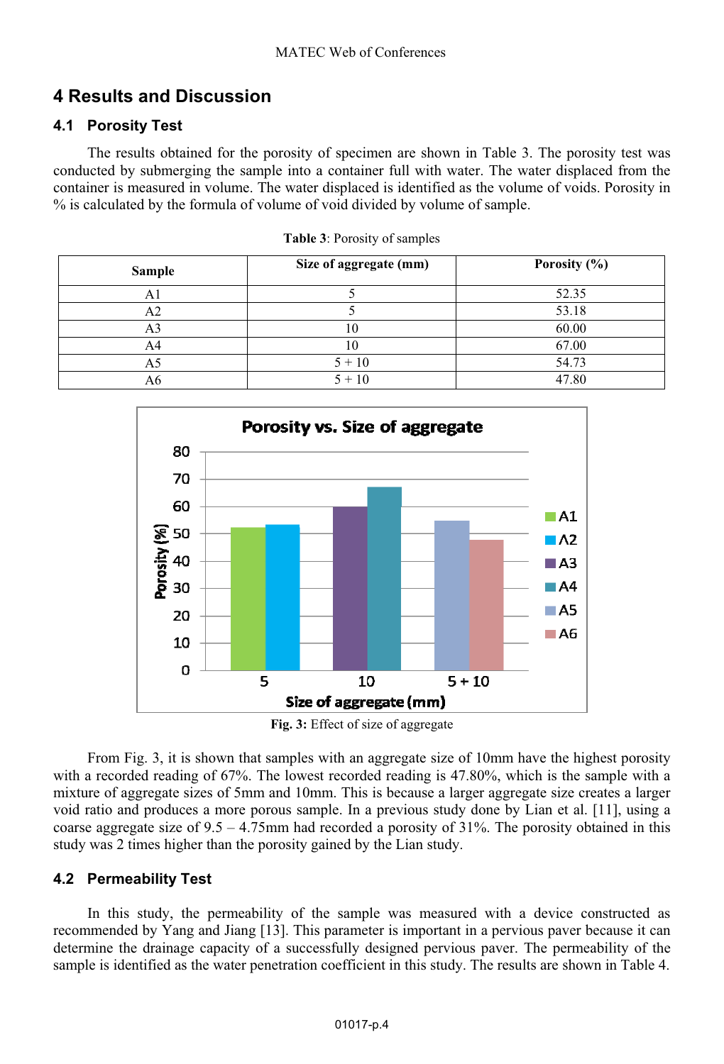# 4 Results and Discussion

## 4.1 Porosity Test

The results obtained for the porosity of specimen are shown in Table 3. The porosity test was conducted by submerging the sample into a container full with water. The water displaced from the container is measured in volume. The water displaced is identified as the volume of voids. Porosity in % is calculated by the formula of volume of void divided by volume of sample.

**Table 3**: Porosity of samples

| Sample | Size of aggregate (mm) | Porosity (%) |
|---|---|---|
| A1 | 5 | 52.35 |
| A2 | 5 | 53.18 |
| A3 | 10 | 60.00 |
| A4 | 10 | 67.00 |
| A5 | 5 + 10 | 54.73 |
| A6 | 5 + 10 | 47.80 |

**Fig. 3:** Effect of size of aggregate

From Fig. 3, it is shown that samples with an aggregate size of 10mm have the highest porosity with a recorded reading of 67%. The lowest recorded reading is 47.80%, which is the sample with a mixture of aggregate sizes of 5mm and 10mm. This is because a larger aggregate size creates a larger void ratio and produces a more porous sample. In a previous study done by Lian et al. [11], using a coarse aggregate size of 9.5 – 4.75mm had recorded a porosity of 31%. The porosity obtained in this study was 2 times higher than the porosity gained by the Lian study.

## 4.2 Permeability Test

In this study, the permeability of the sample was measured with a device constructed as recommended by Yang and Jiang [13]. This parameter is important in a pervious paver because it can determine the drainage capacity of a successfully designed pervious paver. The permeability of the sample is identified as the water penetration coefficient in this study. The results are shown in Table 4.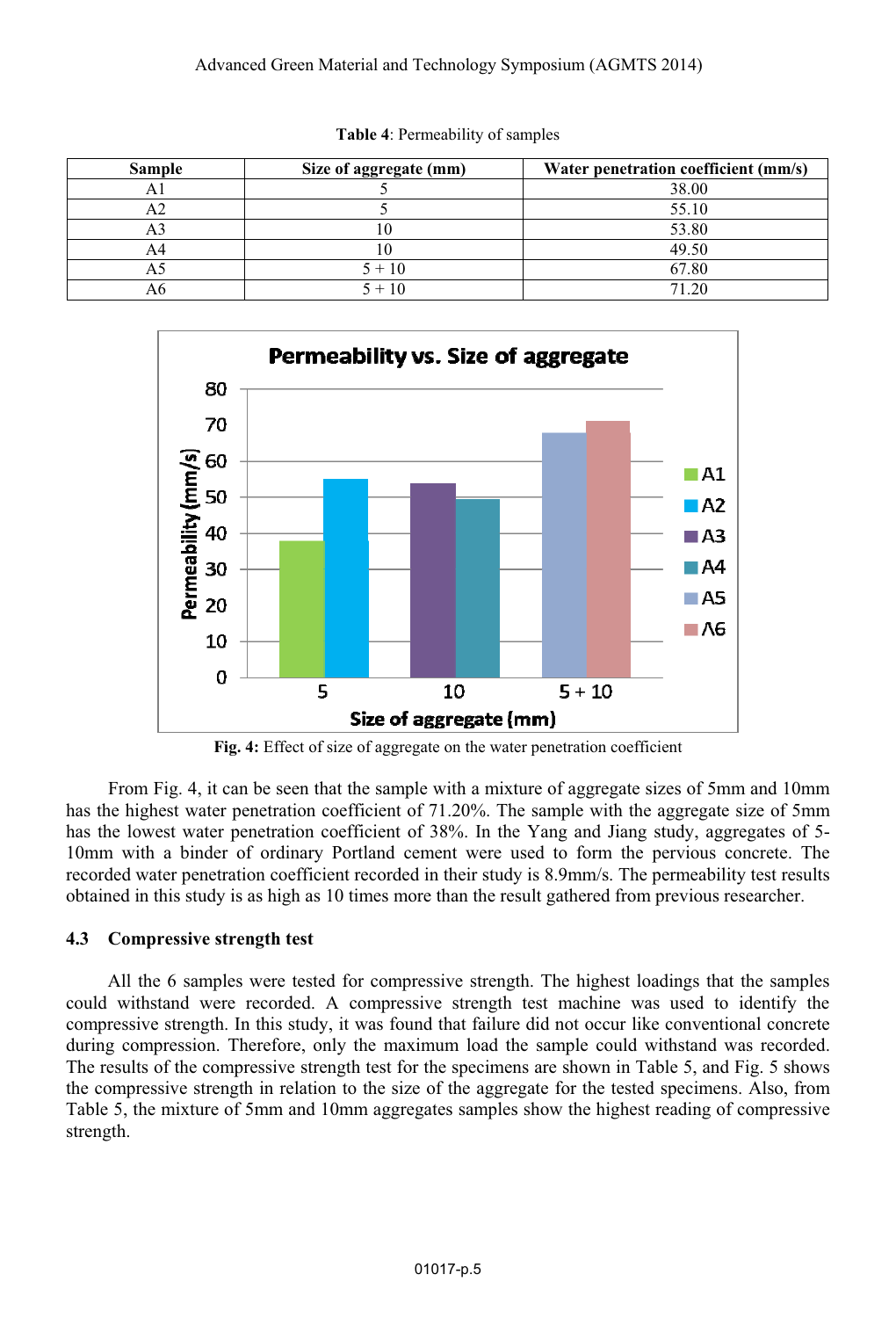**Table 4**: Permeability of samples

| Sample | Size of aggregate (mm) | Water penetration coefficient (mm/s) |
|---|---|---|
| A1 | 5 | 38.00 |
| A2 | 5 | 55.10 |
| A3 | 10 | 53.80 |
| A4 | 10 | 49.50 |
| A5 | 5 + 10 | 67.80 |
| A6 | 5 + 10 | 71.20 |

**Fig. 4:** Effect of size of aggregate on the water penetration coefficient

From Fig. 4, it can be seen that the sample with a mixture of aggregate sizes of 5mm and 10mm has the highest water penetration coefficient of 71.20%. The sample with the aggregate size of 5mm has the lowest water penetration coefficient of 38%. In the Yang and Jiang study, aggregates of 5-10mm with a binder of ordinary Portland cement were used to form the pervious concrete. The recorded water penetration coefficient recorded in their study is 8.9mm/s. The permeability test results obtained in this study is as high as 10 times more than the result gathered from previous researcher.

### 4.3 Compressive strength test

All the 6 samples were tested for compressive strength. The highest loadings that the samples could withstand were recorded. A compressive strength test machine was used to identify the compressive strength. In this study, it was found that failure did not occur like conventional concrete during compression. Therefore, only the maximum load the sample could withstand was recorded. The results of the compressive strength test for the specimens are shown in Table 5, and Fig. 5 shows the compressive strength in relation to the size of the aggregate for the tested specimens. Also, from Table 5, the mixture of 5mm and 10mm aggregates samples show the highest reading of compressive strength.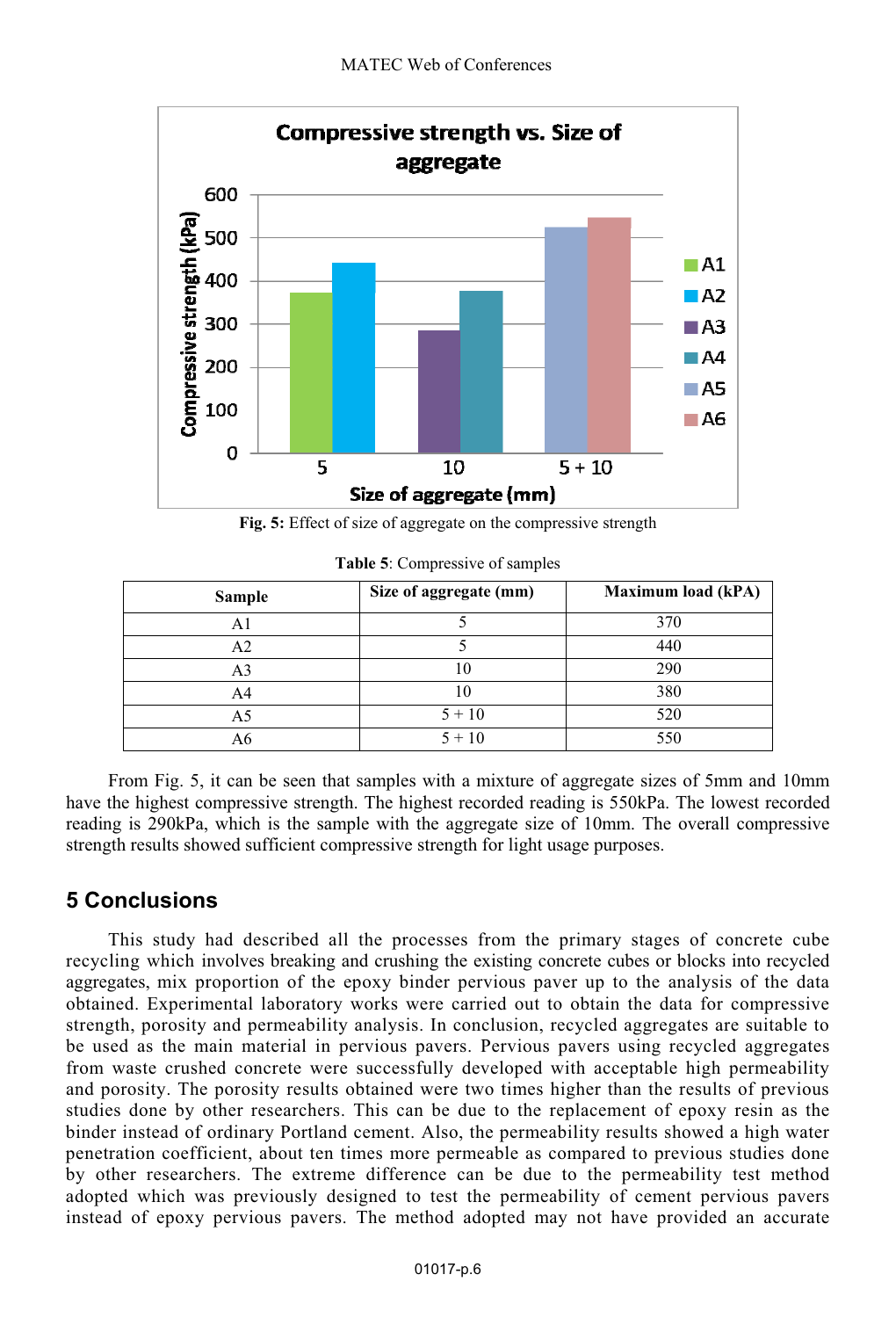Fig. 5: Effect of size of aggregate on the compressive strength

**Table 5**: Compressive of samples

| Sample | Size of aggregate (mm) | Maximum load (kPA) |
|---|---|---|
| A1 | 5 | 370 |
| A2 | 5 | 440 |
| A3 | 10 | 290 |
| A4 | 10 | 380 |
| A5 | 5 + 10 | 520 |
| A6 | 5 + 10 | 550 |

From Fig. 5, it can be seen that samples with a mixture of aggregate sizes of 5mm and 10mm have the highest compressive strength. The highest recorded reading is 550kPa. The lowest recorded reading is 290kPa, which is the sample with the aggregate size of 10mm. The overall compressive strength results showed sufficient compressive strength for light usage purposes.

## 5 Conclusions

This study had described all the processes from the primary stages of concrete cube recycling which involves breaking and crushing the existing concrete cubes or blocks into recycled aggregates, mix proportion of the epoxy binder pervious paver up to the analysis of the data obtained. Experimental laboratory works were carried out to obtain the data for compressive strength, porosity and permeability analysis. In conclusion, recycled aggregates are suitable to be used as the main material in pervious pavers. Pervious pavers using recycled aggregates from waste crushed concrete were successfully developed with acceptable high permeability and porosity. The porosity results obtained were two times higher than the results of previous studies done by other researchers. This can be due to the replacement of epoxy resin as the binder instead of ordinary Portland cement. Also, the permeability results showed a high water penetration coefficient, about ten times more permeable as compared to previous studies done by other researchers. The extreme difference can be due to the permeability test method adopted which was previously designed to test the permeability of cement pervious pavers instead of epoxy pervious pavers. The method adopted may not have provided an accurate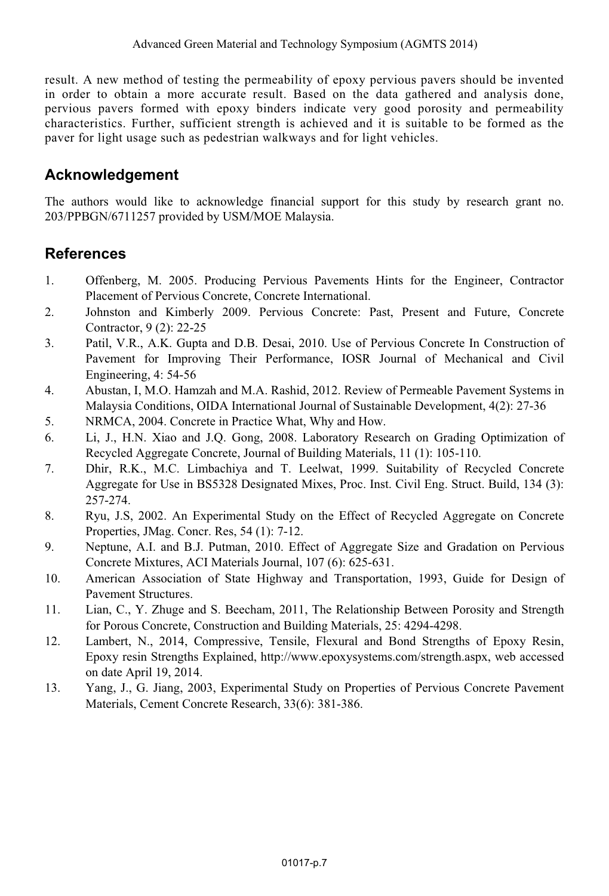result. A new method of testing the permeability of epoxy pervious pavers should be invented in order to obtain a more accurate result. Based on the data gathered and analysis done, pervious pavers formed with epoxy binders indicate very good porosity and permeability characteristics. Further, sufficient strength is achieved and it is suitable to be formed as the paver for light usage such as pedestrian walkways and for light vehicles.

## Acknowledgement

The authors would like to acknowledge financial support for this study by research grant no. 203/PPBGN/6711257 provided by USM/MOE Malaysia.

## References

1. Offenberg, M. 2005. Producing Pervious Pavements Hints for the Engineer, Contractor Placement of Pervious Concrete, Concrete International.
2. Johnston and Kimberly 2009. Pervious Concrete: Past, Present and Future, Concrete Contractor, 9 (2): 22-25
3. Patil, V.R., A.K. Gupta and D.B. Desai, 2010. Use of Pervious Concrete In Construction of Pavement for Improving Their Performance, IOSR Journal of Mechanical and Civil Engineering, 4: 54-56
4. Abustan, I, M.O. Hamzah and M.A. Rashid, 2012. Review of Permeable Pavement Systems in Malaysia Conditions, OIDA International Journal of Sustainable Development, 4(2): 27-36
5. NRMCA, 2004. Concrete in Practice What, Why and How.
6. Li, J., H.N. Xiao and J.Q. Gong, 2008. Laboratory Research on Grading Optimization of Recycled Aggregate Concrete, Journal of Building Materials, 11 (1): 105-110.
7. Dhir, R.K., M.C. Limbachiya and T. Leelwat, 1999. Suitability of Recycled Concrete Aggregate for Use in BS5328 Designated Mixes, Proc. Inst. Civil Eng. Struct. Build, 134 (3): 257-274.
8. Ryu, J.S, 2002. An Experimental Study on the Effect of Recycled Aggregate on Concrete Properties, JMag. Concr. Res, 54 (1): 7-12.
9. Neptune, A.I. and B.J. Putman, 2010. Effect of Aggregate Size and Gradation on Pervious Concrete Mixtures, ACI Materials Journal, 107 (6): 625-631.
10. American Association of State Highway and Transportation, 1993, Guide for Design of Pavement Structures.
11. Lian, C., Y. Zhuge and S. Beecham, 2011, The Relationship Between Porosity and Strength for Porous Concrete, Construction and Building Materials, 25: 4294-4298.
12. Lambert, N., 2014, Compressive, Tensile, Flexural and Bond Strengths of Epoxy Resin, Epoxy resin Strengths Explained, http://www.epoxysystems.com/strength.aspx, web accessed on date April 19, 2014.
13. Yang, J., G. Jiang, 2003, Experimental Study on Properties of Pervious Concrete Pavement Materials, Cement Concrete Research, 33(6): 381-386.